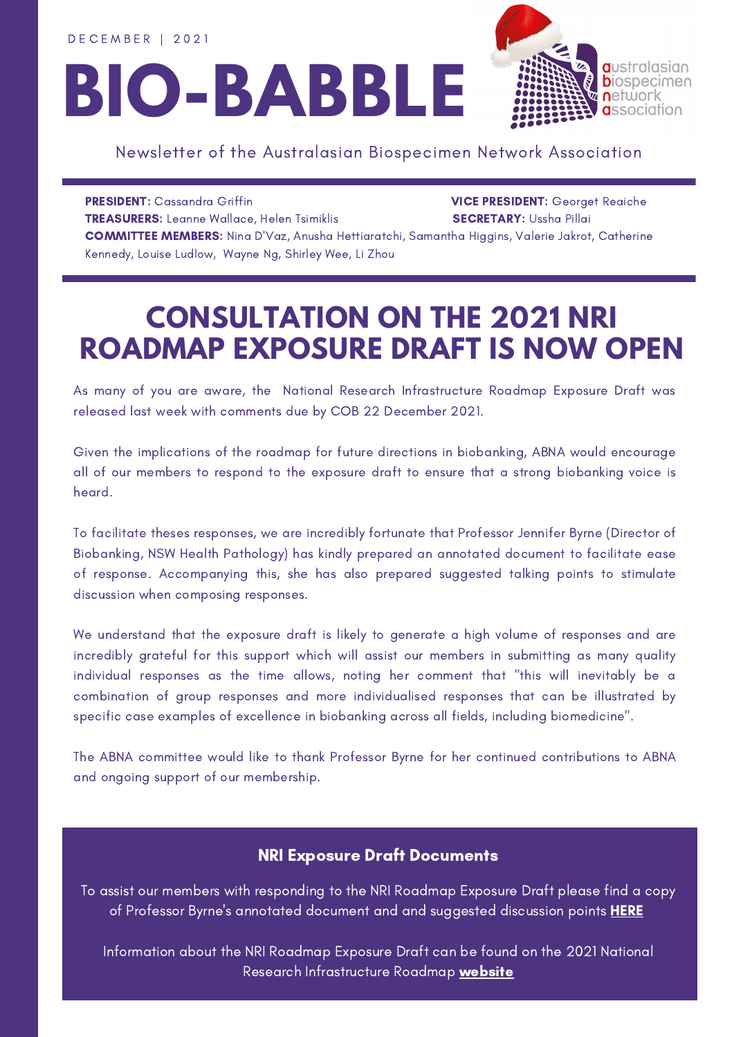DECEMBER | 2021

# BIO-BABBLE

Newsletter of the Australasian Biospecimen Network Association

**PRESIDENT:** Cassandra Griffin
**VICE PRESIDENT:** Georget Reaiche
**TREASURERS:** Leanne Wallace, Helen Tsimiklis
**SECRETARY:** Ussha Pillai
**COMMITTEE MEMBERS:** Nina D'Vaz, Anusha Hettiaratchi, Samantha Higgins, Valerie Jakrot, Catherine Kennedy, Louise Ludlow, Wayne Ng, Shirley Wee, Li Zhou

## CONSULTATION ON THE 2021 NRI ROADMAP EXPOSURE DRAFT IS NOW OPEN

As many of you are aware, the National Research Infrastructure Roadmap Exposure Draft was released last week with comments due by COB 22 December 2021.

Given the implications of the roadmap for future directions in biobanking, ABNA would encourage all of our members to respond to the exposure draft to ensure that a strong biobanking voice is heard.

To facilitate theses responses, we are incredibly fortunate that Professor Jennifer Byrne (Director of Biobanking, NSW Health Pathology) has kindly prepared an annotated document to facilitate ease of response. Accompanying this, she has also prepared suggested talking points to stimulate discussion when composing responses.

We understand that the exposure draft is likely to generate a high volume of responses and are incredibly grateful for this support which will assist our members in submitting as many quality individual responses as the time allows, noting her comment that "this will inevitably be a combination of group responses and more individualised responses that can be illustrated by specific case examples of excellence in biobanking across all fields, including biomedicine".

The ABNA committee would like to thank Professor Byrne for her continued contributions to ABNA and ongoing support of our membership.

### NRI Exposure Draft Documents

To assist our members with responding to the NRI Roadmap Exposure Draft please find a copy of Professor Byrne's annotated document and and suggested discussion points **HERE**

Information about the NRI Roadmap Exposure Draft can be found on the 2021 National Research Infrastructure Roadmap **website**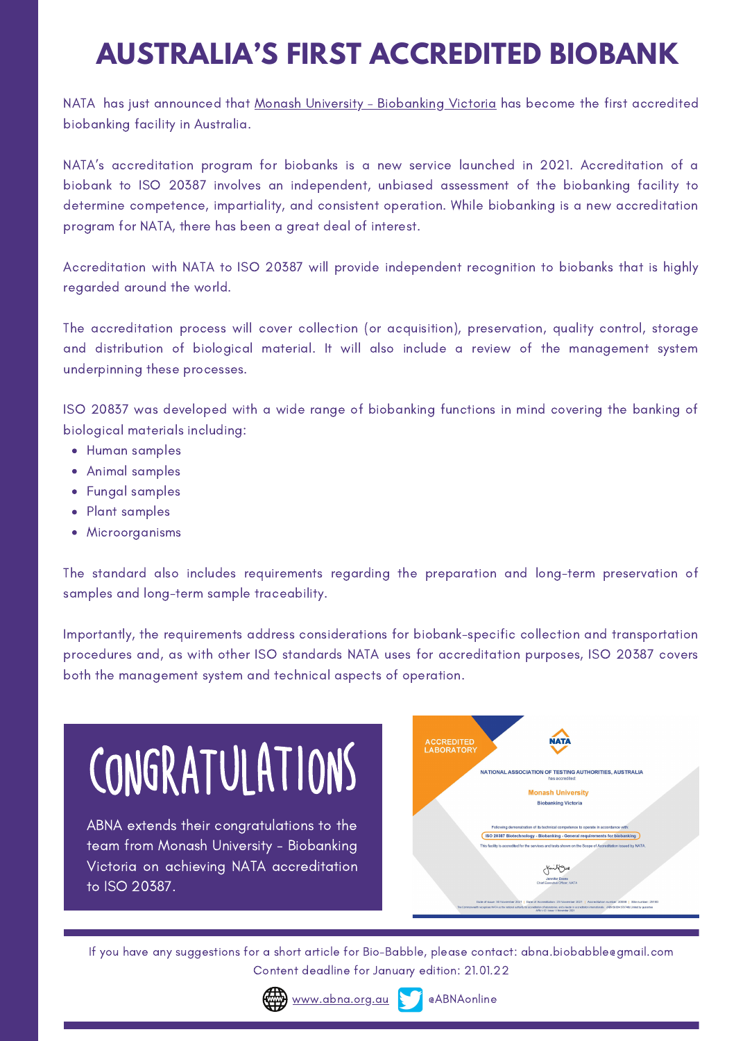# AUSTRALIA'S FIRST ACCREDITED BIOBANK

NATA has just announced that Monash University - Biobanking Victoria has become the first accredited biobanking facility in Australia.

NATA's accreditation program for biobanks is a new service launched in 2021. Accreditation of a biobank to ISO 20387 involves an independent, unbiased assessment of the biobanking facility to determine competence, impartiality, and consistent operation. While biobanking is a new accreditation program for NATA, there has been a great deal of interest.

Accreditation with NATA to ISO 20387 will provide independent recognition to biobanks that is highly regarded around the world.

The accreditation process will cover collection (or acquisition), preservation, quality control, storage and distribution of biological material. It will also include a review of the management system underpinning these processes.

ISO 20837 was developed with a wide range of biobanking functions in mind covering the banking of biological materials including:

- Human samples
- Animal samples
- Fungal samples
- Plant samples
- Microorganisms

The standard also includes requirements regarding the preparation and long-term preservation of samples and long-term sample traceability.

Importantly, the requirements address considerations for biobank-specific collection and transportation procedures and, as with other ISO standards NATA uses for accreditation purposes, ISO 20387 covers both the management system and technical aspects of operation.

## CONGRATULATIONS

ABNA extends their congratulations to the team from Monash University - Biobanking Victoria on achieving NATA accreditation to ISO 20387.

If you have any suggestions for a short article for Bio-Babble, please contact: abna.biobabble@gmail.com

Content deadline for January edition: 21.01.22

www.abna.org.au @ABNAonline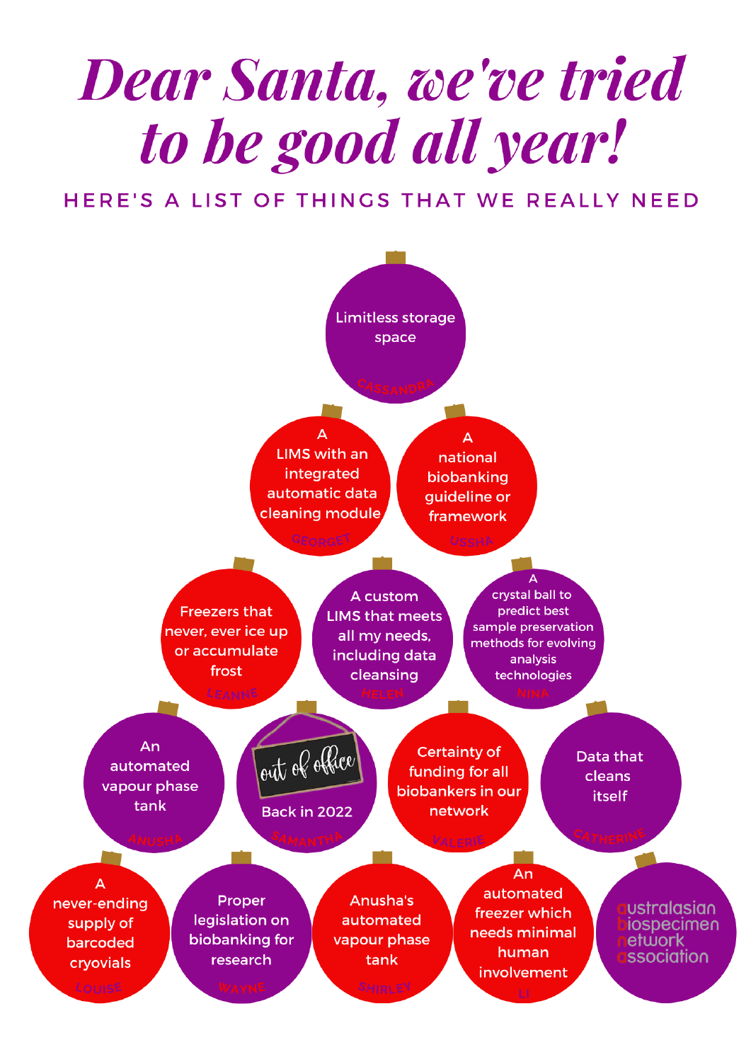# *Dear Santa, we've tried to be good all year!*

HERE'S A LIST OF THINGS THAT WE REALLY NEED

Limitless storage space
CASSANDRA

A LIMS with an integrated automatic data cleaning module
GEORGET

A national biobanking guideline or framework
USSHA

Freezers that never, ever ice up or accumulate frost
LEANNE

A custom LIMS that meets all my needs, including data cleansing
HELEN

A crystal ball to predict best sample preservation methods for evolving analysis technologies
NINA

An automated vapour phase tank
ANUSHA

out of office
Back in 2022
SAMANTHA

Certainty of funding for all biobankers in our network
VALERIE

Data that cleans itself
CATHERINE

A never-ending supply of barcoded cryovials
LOUISE

Proper legislation on biobanking for research
WAYNE

Anusha's automated vapour phase tank
SHIRLEY

An automated freezer which needs minimal human involvement
LI

australasian biospecimen network association